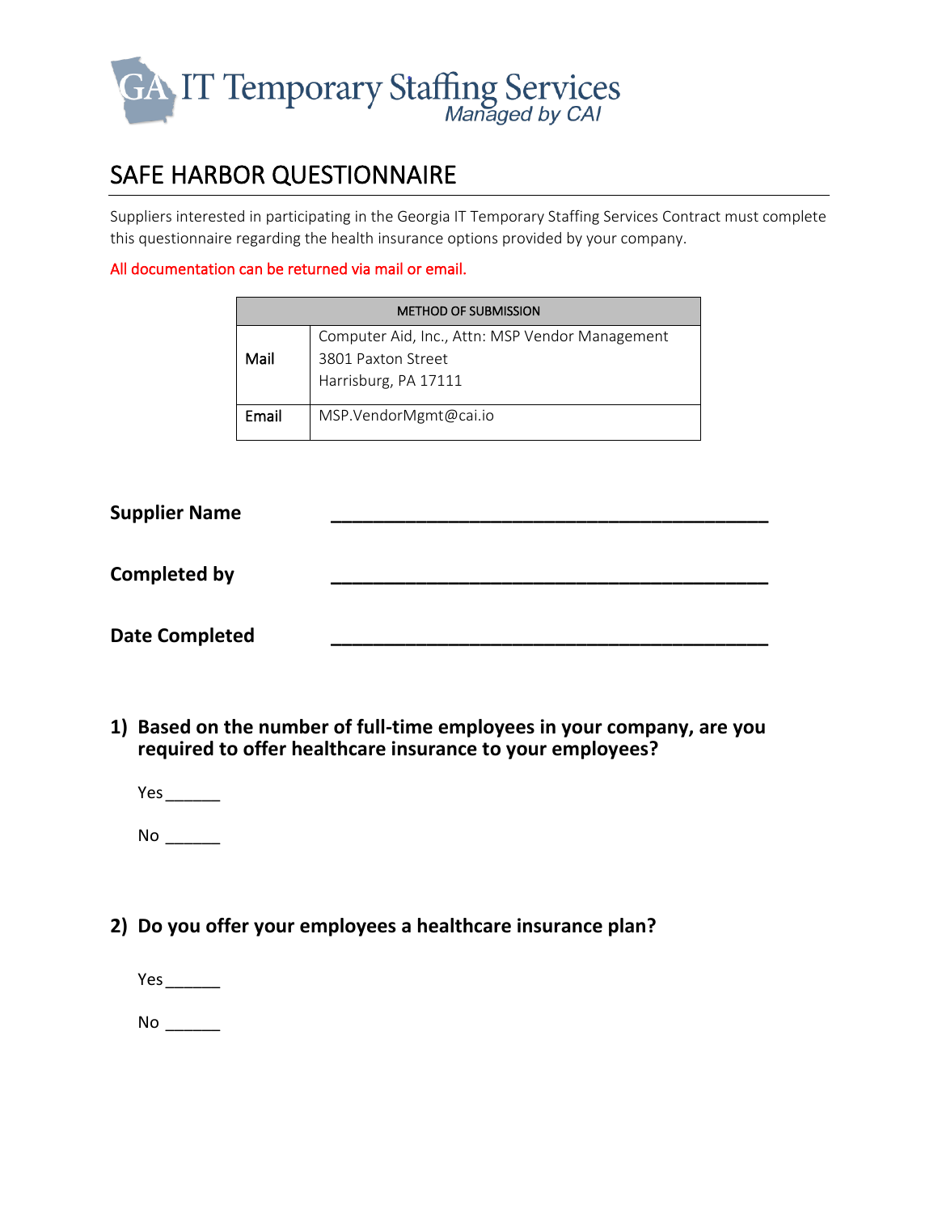GA IT Temporary Staffing Services
*Managed by CAI*

# SAFE HARBOR QUESTIONNAIRE

Suppliers interested in participating in the Georgia IT Temporary Staffing Services Contract must complete this questionnaire regarding the health insurance options provided by your company.

All documentation can be returned via mail or email.

| METHOD OF SUBMISSION | |
|---|---|
| Mail | Computer Aid, Inc., Attn: MSP Vendor Management<br>3801 Paxton Street<br>Harrisburg, PA 17111 |
| Email | MSP.VendorMgmt@cai.io |

**Supplier Name** ___________________________________________

**Completed by** ___________________________________________

**Date Completed** ___________________________________________

**1) Based on the number of full-time employees in your company, are you required to offer healthcare insurance to your employees?**

Yes ______

No ______

**2) Do you offer your employees a healthcare insurance plan?**

Yes ______

No ______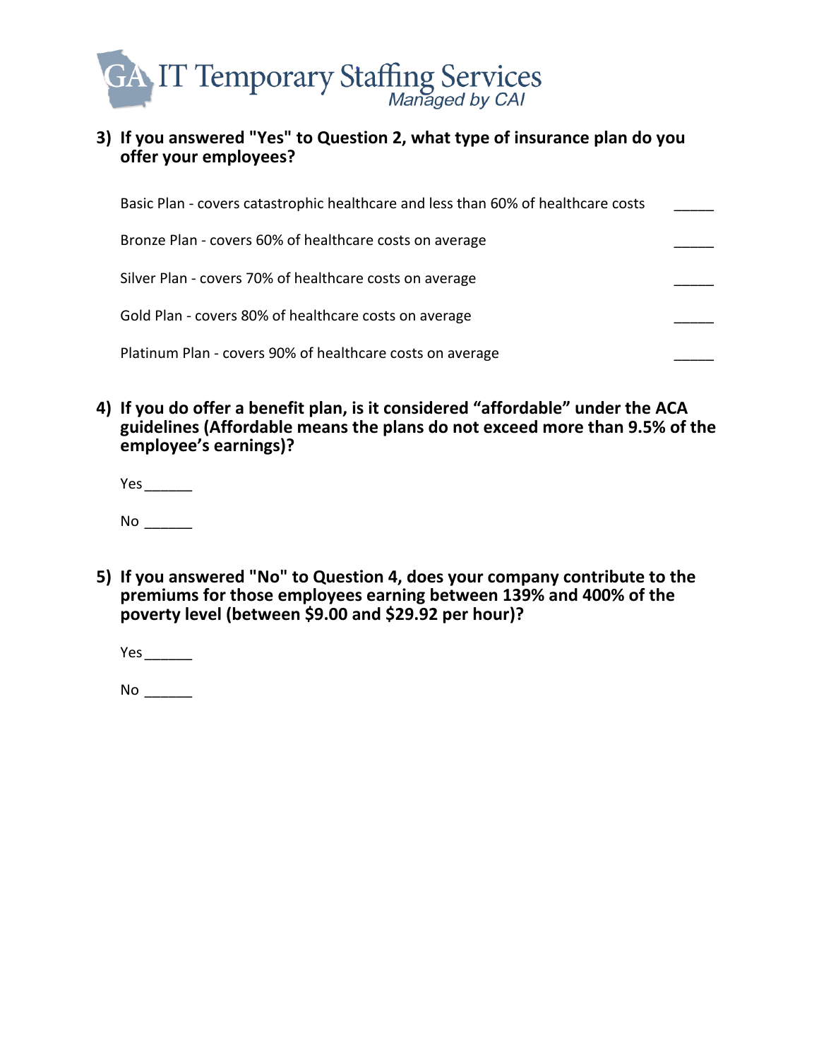**3) If you answered "Yes" to Question 2, what type of insurance plan do you offer your employees?**

Basic Plan - covers catastrophic healthcare and less than 60% of healthcare costs _____

Bronze Plan - covers 60% of healthcare costs on average _____

Silver Plan - covers 70% of healthcare costs on average _____

Gold Plan - covers 80% of healthcare costs on average _____

Platinum Plan - covers 90% of healthcare costs on average _____

**4) If you do offer a benefit plan, is it considered "affordable" under the ACA guidelines (Affordable means the plans do not exceed more than 9.5% of the employee's earnings)?**

Yes ______

No ______

**5) If you answered "No" to Question 4, does your company contribute to the premiums for those employees earning between 139% and 400% of the poverty level (between $9.00 and $29.92 per hour)?**

Yes ______

No ______